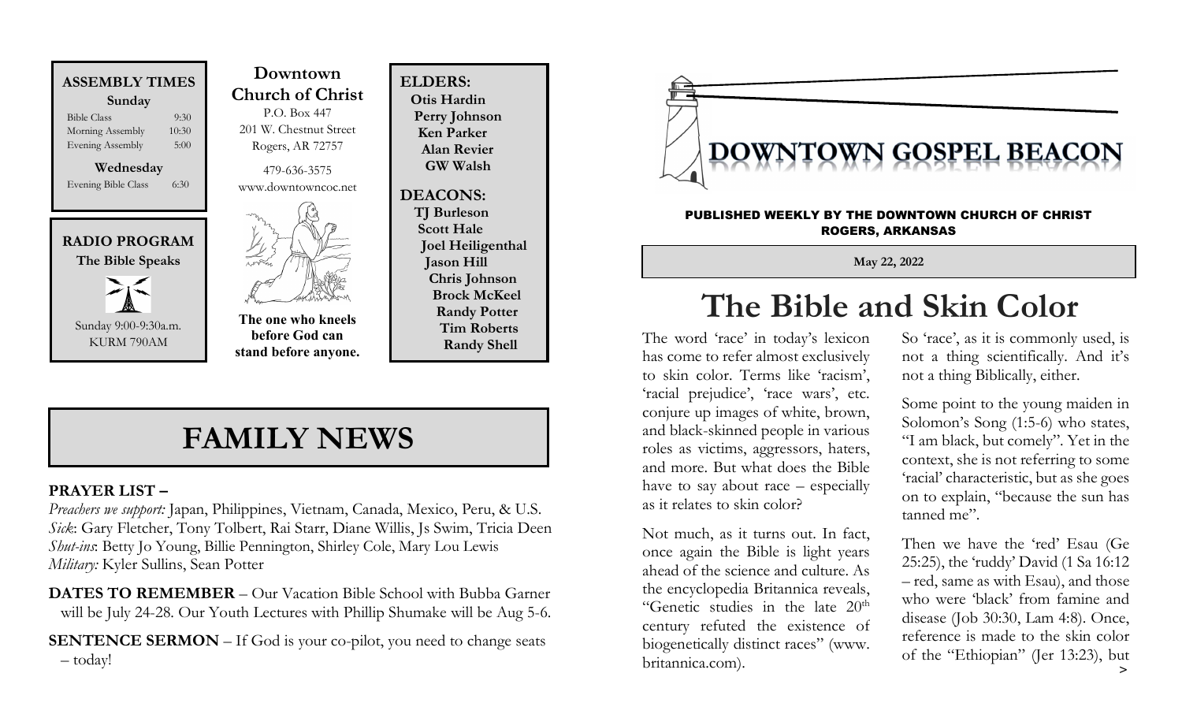## ASSEMBLY TIMES

**Sunday**

| | |
|---|---|
| Bible Class | 9:30 |
| Morning Assembly | 10:30 |
| Evening Assembly | 5:00 |

**Wednesday**

| | |
|---|---|
| Evening Bible Class | 6:30 |

## RADIO PROGRAM

**The Bible Speaks**

Sunday 9:00-9:30a.m.
KURM 790AM

## Downtown Church of Christ

P.O. Box 447
201 W. Chestnut Street
Rogers, AR 72757

479-636-3575
www.downtowncoc.net

**The one who kneels before God can stand before anyone.**

## ELDERS:

**Otis Hardin**
**Perry Johnson**
**Ken Parker**
**Alan Revier**
**GW Walsh**

## DEACONS:

**TJ Burleson**
**Scott Hale**
**Joel Heiligenthal**
**Jason Hill**
**Chris Johnson**
**Brock McKeel**
**Randy Potter**
**Tim Roberts**
**Randy Shell**

# FAMILY NEWS

**PRAYER LIST –**

*Preachers we support:* Japan, Philippines, Vietnam, Canada, Mexico, Peru, & U.S.
*Sick*: Gary Fletcher, Tony Tolbert, Rai Starr, Diane Willis, Js Swim, Tricia Deen
*Shut-ins*: Betty Jo Young, Billie Pennington, Shirley Cole, Mary Lou Lewis
*Military:* Kyler Sullins, Sean Potter

**DATES TO REMEMBER** – Our Vacation Bible School with Bubba Garner will be July 24-28. Our Youth Lectures with Phillip Shumake will be Aug 5-6.

**SENTENCE SERMON** – If God is your co-pilot, you need to change seats – today!

# DOWNTOWN GOSPEL BEACON

PUBLISHED WEEKLY BY THE DOWNTOWN CHURCH OF CHRIST
ROGERS, ARKANSAS

**May 22, 2022**

# The Bible and Skin Color

The word 'race' in today's lexicon has come to refer almost exclusively to skin color. Terms like 'racism', 'racial prejudice', 'race wars', etc. conjure up images of white, brown, and black-skinned people in various roles as victims, aggressors, haters, and more. But what does the Bible have to say about race – especially as it relates to skin color?

Not much, as it turns out. In fact, once again the Bible is light years ahead of the science and culture. As the encyclopedia Britannica reveals, "Genetic studies in the late 20th century refuted the existence of biogenetically distinct races" (www. britannica.com).

So 'race', as it is commonly used, is not a thing scientifically. And it's not a thing Biblically, either.

Some point to the young maiden in Solomon's Song (1:5-6) who states, "I am black, but comely". Yet in the context, she is not referring to some 'racial' characteristic, but as she goes on to explain, "because the sun has tanned me".

Then we have the 'red' Esau (Ge 25:25), the 'ruddy' David (1 Sa 16:12 – red, same as with Esau), and those who were 'black' from famine and disease (Job 30:30, Lam 4:8). Once, reference is made to the skin color of the "Ethiopian" (Jer 13:23), but >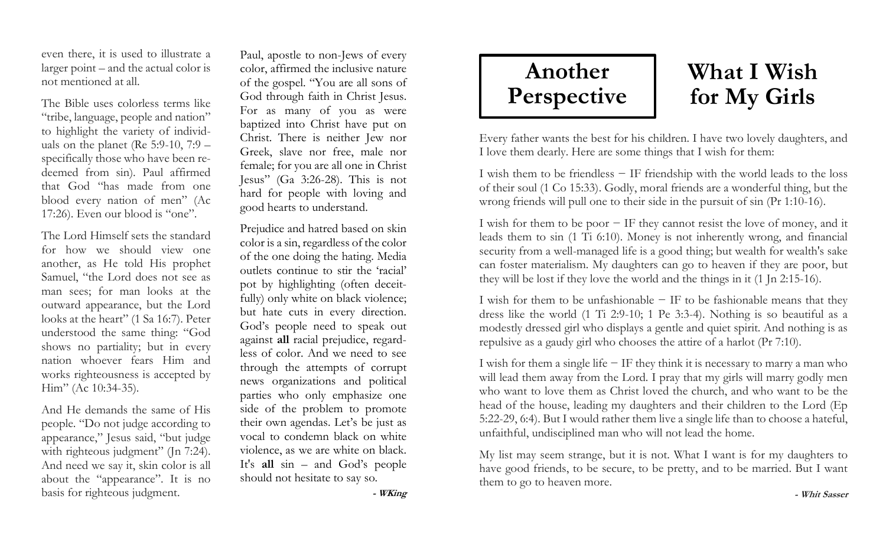even there, it is used to illustrate a larger point – and the actual color is not mentioned at all.

The Bible uses colorless terms like "tribe, language, people and nation" to highlight the variety of individuals on the planet (Re 5:9-10, 7:9 – specifically those who have been redeemed from sin). Paul affirmed that God "has made from one blood every nation of men" (Ac 17:26). Even our blood is "one".

The Lord Himself sets the standard for how we should view one another, as He told His prophet Samuel, "the Lord does not see as man sees; for man looks at the outward appearance, but the Lord looks at the heart" (1 Sa 16:7). Peter understood the same thing: "God shows no partiality; but in every nation whoever fears Him and works righteousness is accepted by Him" (Ac 10:34-35).

And He demands the same of His people. "Do not judge according to appearance," Jesus said, "but judge with righteous judgment" (Jn 7:24). And need we say it, skin color is all about the "appearance". It is no basis for righteous judgment.

Paul, apostle to non-Jews of every color, affirmed the inclusive nature of the gospel. "You are all sons of God through faith in Christ Jesus. For as many of you as were baptized into Christ have put on Christ. There is neither Jew nor Greek, slave nor free, male nor female; for you are all one in Christ Jesus" (Ga 3:26-28). This is not hard for people with loving and good hearts to understand.

Prejudice and hatred based on skin color is a sin, regardless of the color of the one doing the hating. Media outlets continue to stir the 'racial' pot by highlighting (often deceitfully) only white on black violence; but hate cuts in every direction. God's people need to speak out against **all** racial prejudice, regardless of color. And we need to see through the attempts of corrupt news organizations and political parties who only emphasize one side of the problem to promote their own agendas. Let's be just as vocal to condemn black on white violence, as we are white on black. It's **all** sin – and God's people should not hesitate to say so.

*- WKing*

## Another Perspective

# What I Wish for My Girls

Every father wants the best for his children. I have two lovely daughters, and I love them dearly. Here are some things that I wish for them:

I wish them to be friendless – IF friendship with the world leads to the loss of their soul (1 Co 15:33). Godly, moral friends are a wonderful thing, but the wrong friends will pull one to their side in the pursuit of sin (Pr 1:10-16).

I wish for them to be poor – IF they cannot resist the love of money, and it leads them to sin (1 Ti 6:10). Money is not inherently wrong, and financial security from a well-managed life is a good thing; but wealth for wealth's sake can foster materialism. My daughters can go to heaven if they are poor, but they will be lost if they love the world and the things in it (1 Jn 2:15-16).

I wish for them to be unfashionable – IF to be fashionable means that they dress like the world (1 Ti 2:9-10; 1 Pe 3:3-4). Nothing is so beautiful as a modestly dressed girl who displays a gentle and quiet spirit. And nothing is as repulsive as a gaudy girl who chooses the attire of a harlot (Pr 7:10).

I wish for them a single life – IF they think it is necessary to marry a man who will lead them away from the Lord. I pray that my girls will marry godly men who want to love them as Christ loved the church, and who want to be the head of the house, leading my daughters and their children to the Lord (Ep 5:22-29, 6:4). But I would rather them live a single life than to choose a hateful, unfaithful, undisciplined man who will not lead the home.

My list may seem strange, but it is not. What I want is for my daughters to have good friends, to be secure, to be pretty, and to be married. But I want them to go to heaven more.

*- Whit Sasser*